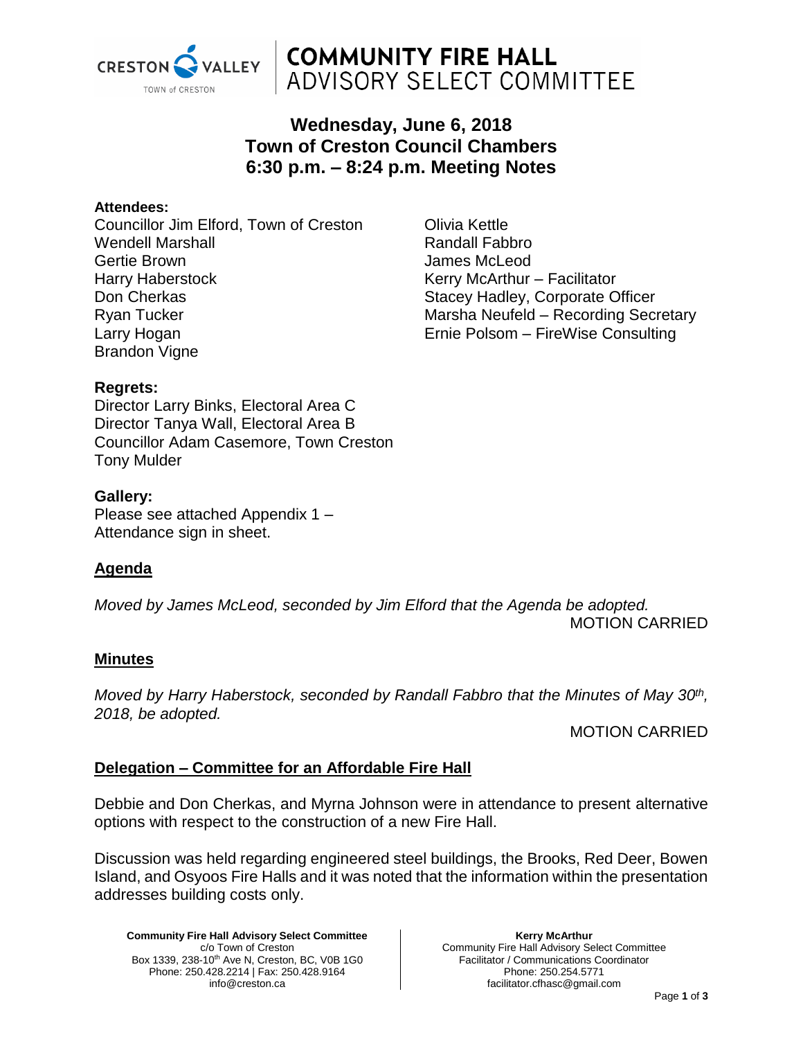# COMMUNITY FIRE HALL ADVISORY SELECT COMMITTEE

## Wednesday, June 6, 2018
## Town of Creston Council Chambers
## 6:30 p.m. – 8:24 p.m. Meeting Notes

**Attendees:**

Councillor Jim Elford, Town of Creston
Wendell Marshall
Gertie Brown
Harry Haberstock
Don Cherkas
Ryan Tucker
Larry Hogan
Brandon Vigne
Olivia Kettle
Randall Fabbro
James McLeod
Kerry McArthur – Facilitator
Stacey Hadley, Corporate Officer
Marsha Neufeld – Recording Secretary
Ernie Polsom – FireWise Consulting

**Regrets:**

Director Larry Binks, Electoral Area C
Director Tanya Wall, Electoral Area B
Councillor Adam Casemore, Town Creston
Tony Mulder

**Gallery:**

Please see attached Appendix 1 – Attendance sign in sheet.

### Agenda

*Moved by James McLeod, seconded by Jim Elford that the Agenda be adopted.*

MOTION CARRIED

### Minutes

*Moved by Harry Haberstock, seconded by Randall Fabbro that the Minutes of May 30th, 2018, be adopted.*

MOTION CARRIED

### Delegation – Committee for an Affordable Fire Hall

Debbie and Don Cherkas, and Myrna Johnson were in attendance to present alternative options with respect to the construction of a new Fire Hall.

Discussion was held regarding engineered steel buildings, the Brooks, Red Deer, Bowen Island, and Osyoos Fire Halls and it was noted that the information within the presentation addresses building costs only.

**Community Fire Hall Advisory Select Committee**
c/o Town of Creston
Box 1339, 238-10th Ave N, Creston, BC, V0B 1G0
Phone: 250.428.2214 | Fax: 250.428.9164
info@creston.ca

**Kerry McArthur**
Community Fire Hall Advisory Select Committee
Facilitator / Communications Coordinator
Phone: 250.254.5771
facilitator.cfhasc@gmail.com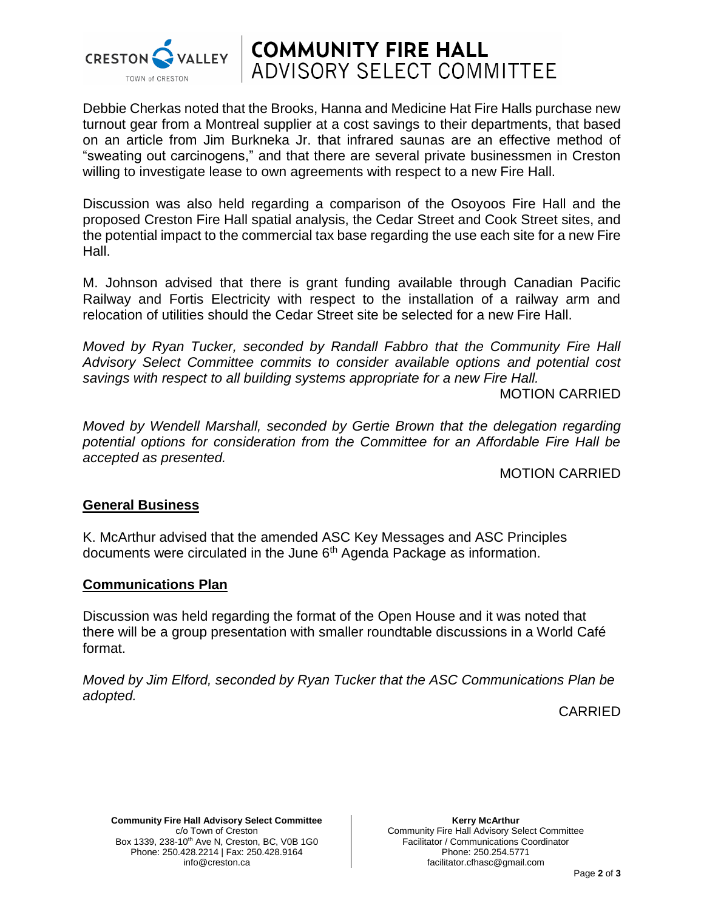Debbie Cherkas noted that the Brooks, Hanna and Medicine Hat Fire Halls purchase new turnout gear from a Montreal supplier at a cost savings to their departments, that based on an article from Jim Burkneka Jr. that infrared saunas are an effective method of "sweating out carcinogens," and that there are several private businessmen in Creston willing to investigate lease to own agreements with respect to a new Fire Hall.

Discussion was also held regarding a comparison of the Osoyoos Fire Hall and the proposed Creston Fire Hall spatial analysis, the Cedar Street and Cook Street sites, and the potential impact to the commercial tax base regarding the use each site for a new Fire Hall.

M. Johnson advised that there is grant funding available through Canadian Pacific Railway and Fortis Electricity with respect to the installation of a railway arm and relocation of utilities should the Cedar Street site be selected for a new Fire Hall.

*Moved by Ryan Tucker, seconded by Randall Fabbro that the Community Fire Hall Advisory Select Committee commits to consider available options and potential cost savings with respect to all building systems appropriate for a new Fire Hall.*

MOTION CARRIED

*Moved by Wendell Marshall, seconded by Gertie Brown that the delegation regarding potential options for consideration from the Committee for an Affordable Fire Hall be accepted as presented.*

MOTION CARRIED

## General Business

K. McArthur advised that the amended ASC Key Messages and ASC Principles documents were circulated in the June 6th Agenda Package as information.

## Communications Plan

Discussion was held regarding the format of the Open House and it was noted that there will be a group presentation with smaller roundtable discussions in a World Café format.

*Moved by Jim Elford, seconded by Ryan Tucker that the ASC Communications Plan be adopted.*

CARRIED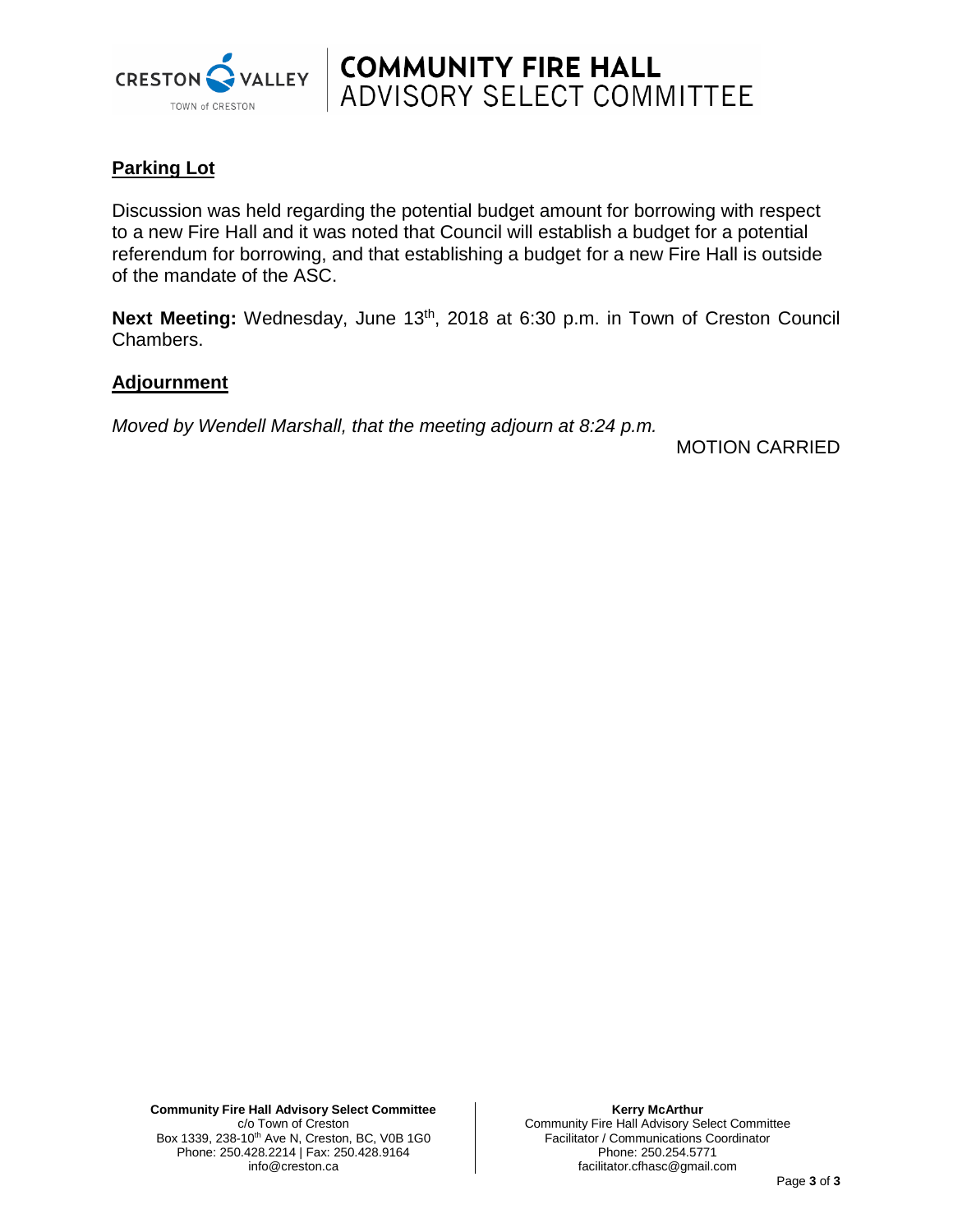## Parking Lot

Discussion was held regarding the potential budget amount for borrowing with respect to a new Fire Hall and it was noted that Council will establish a budget for a potential referendum for borrowing, and that establishing a budget for a new Fire Hall is outside of the mandate of the ASC.

**Next Meeting:** Wednesday, June 13th, 2018 at 6:30 p.m. in Town of Creston Council Chambers.

## Adjournment

*Moved by Wendell Marshall, that the meeting adjourn at 8:24 p.m.*

MOTION CARRIED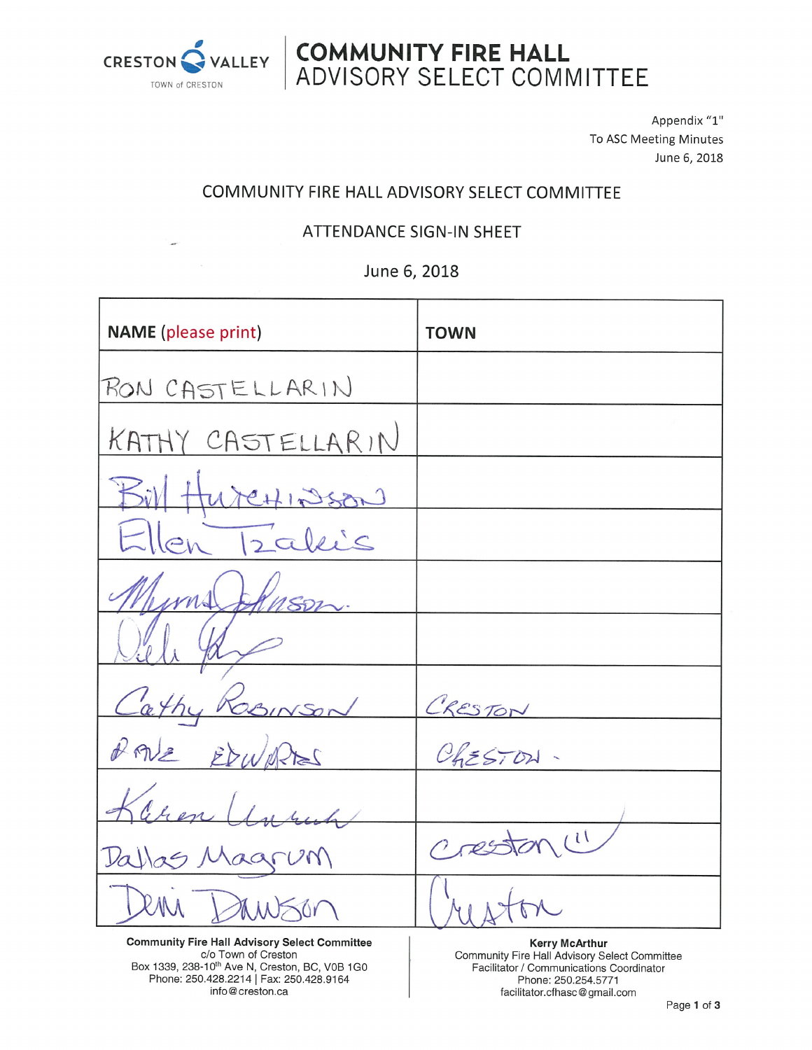# COMMUNITY FIRE HALL ADVISORY SELECT COMMITTEE

CRESTON VALLEY
TOWN of CRESTON

Appendix "1"
To ASC Meeting Minutes
June 6, 2018

## COMMUNITY FIRE HALL ADVISORY SELECT COMMITTEE

### ATTENDANCE SIGN-IN SHEET

June 6, 2018

| NAME (please print) | TOWN |
|---|---|
| RON CASTELLARIN | |
| KATHY CASTELLARIN | |
| Bill Hutchinson | |
| Ellen Tzakis | |
| Myrna Johnson | |
| Dieli Yang | |
| Cathy ROBINSON | CRESTON |
| DAVE EDWARDS | CRESTON. |
| Karen Unruh | " |
| Dallas Magrum | creston |
| Demi Dawson | Creston |

**Community Fire Hall Advisory Select Committee**
c/o Town of Creston
Box 1339, 238-10th Ave N, Creston, BC, V0B 1G0
Phone: 250.428.2214 | Fax: 250.428.9164
info@creston.ca

**Kerry McArthur**
Community Fire Hall Advisory Select Committee
Facilitator / Communications Coordinator
Phone: 250.254.5771
facilitator.cfhasc@gmail.com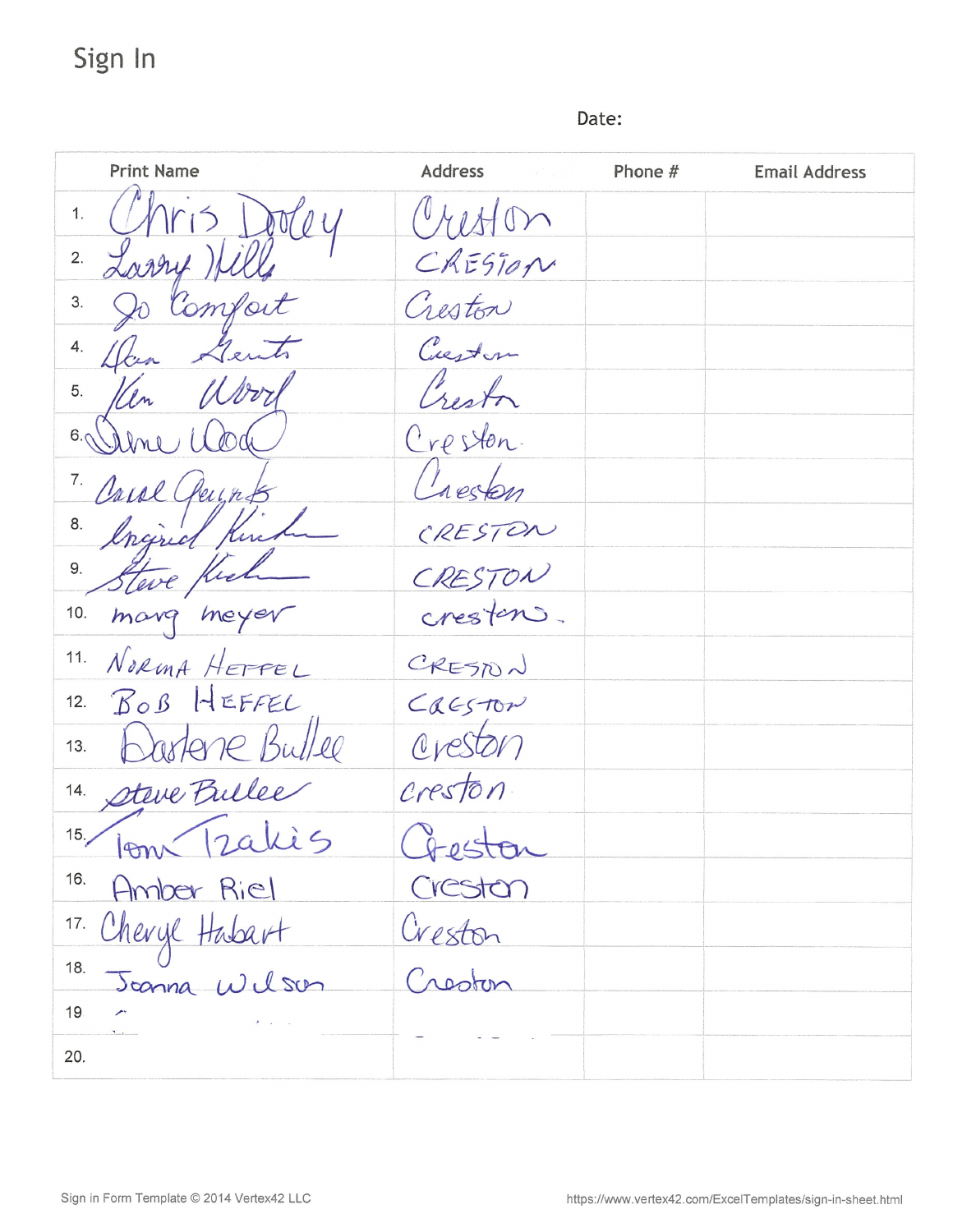# Sign In

Date:

| | Print Name | Address | Phone # | Email Address |
|---|---|---|---|---|
| 1. | Chris Dooley | Creston | | |
| 2. | Larry Hill | CRESTON | | |
| 3. | Jo Comfort | Creston | | |
| 4. | Don Gentz | Creston | | |
| 5. | Ken Wood | Creston | | |
| 6. | Diane Wood | Creston. | | |
| 7. | Carol Gerjets | Creston | | |
| 8. | Ingrid Kirch | CRESTON | | |
| 9. | Steve Kirch | CRESTON | | |
| 10. | marg meyer | creston. | | |
| 11. | NORMA HEFFEL | CRESTON | | |
| 12. | BOB HEFFEL | CRESTON | | |
| 13. | Darlene Bullee | creston | | |
| 14. | steve Bullee | creston | | |
| 15. | Tom Tzakis | Creston | | |
| 16. | Amber Riel | Creston | | |
| 17. | Cheryl Habart | Creston | | |
| 18. | Joanna Wilson | Creston | | |
| 19 | | | | |
| 20. | | | | |

Sign in Form Template © 2014 Vertex42 LLC https://www.vertex42.com/ExcelTemplates/sign-in-sheet.html